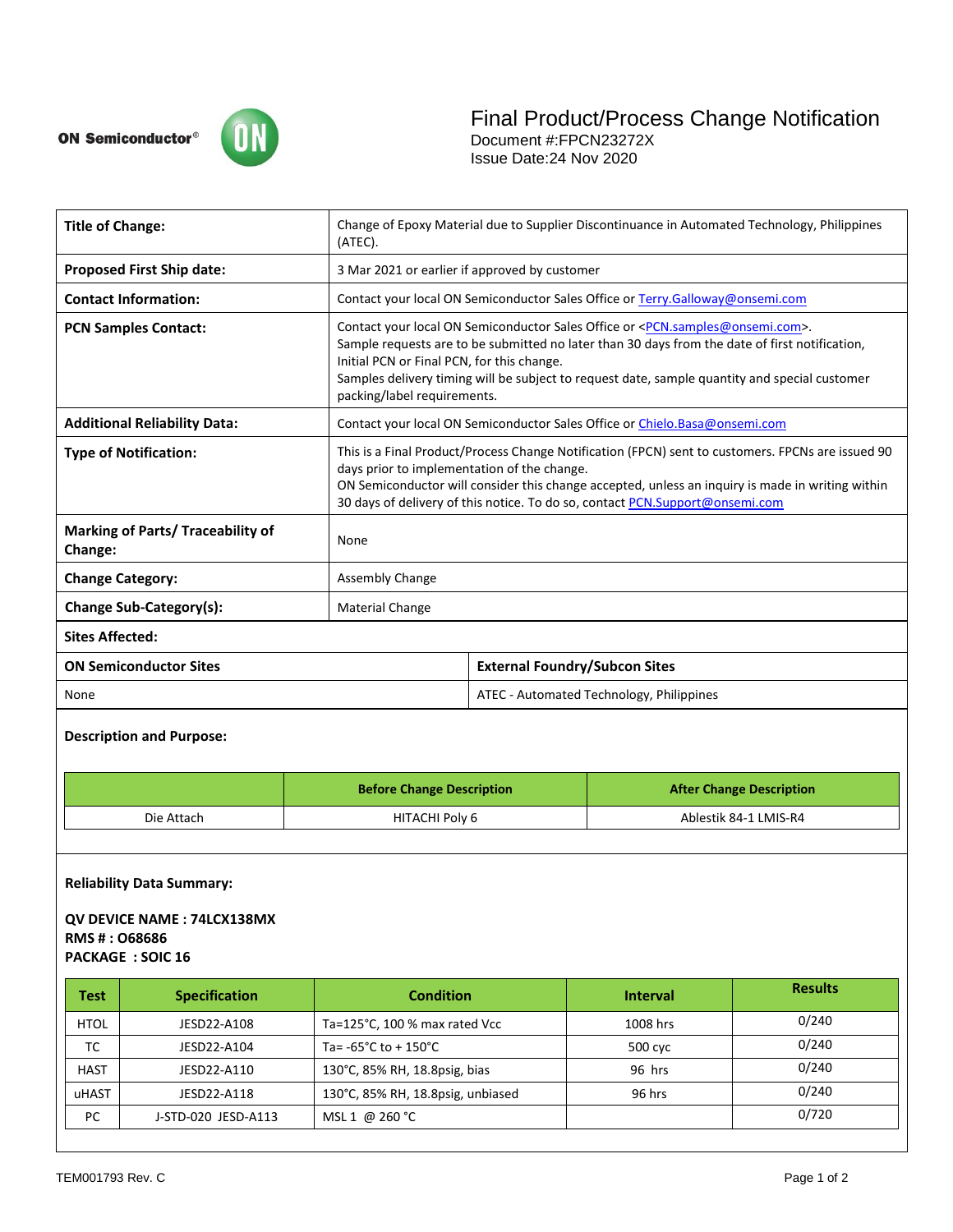ON Semiconductor®

# Final Product/Process Change Notification

Document #:FPCN23272X
Issue Date:24 Nov 2020

| | |
|---|---|
| **Title of Change:** | Change of Epoxy Material due to Supplier Discontinuance in Automated Technology, Philippines (ATEC). |
| **Proposed First Ship date:** | 3 Mar 2021 or earlier if approved by customer |
| **Contact Information:** | Contact your local ON Semiconductor Sales Office or Terry.Galloway@onsemi.com |
| **PCN Samples Contact:** | Contact your local ON Semiconductor Sales Office or <PCN.samples@onsemi.com>. Sample requests are to be submitted no later than 30 days from the date of first notification, Initial PCN or Final PCN, for this change. Samples delivery timing will be subject to request date, sample quantity and special customer packing/label requirements. |
| **Additional Reliability Data:** | Contact your local ON Semiconductor Sales Office or Chielo.Basa@onsemi.com |
| **Type of Notification:** | This is a Final Product/Process Change Notification (FPCN) sent to customers. FPCNs are issued 90 days prior to implementation of the change. ON Semiconductor will consider this change accepted, unless an inquiry is made in writing within 30 days of delivery of this notice. To do so, contact PCN.Support@onsemi.com |
| **Marking of Parts/ Traceability of Change:** | None |
| **Change Category:** | Assembly Change |
| **Change Sub-Category(s):** | Material Change |

**Sites Affected:**

| ON Semiconductor Sites | External Foundry/Subcon Sites |
|---|---|
| None | ATEC - Automated Technology, Philippines |

**Description and Purpose:**

| | Before Change Description | After Change Description |
|---|---|---|
| Die Attach | HITACHI Poly 6 | Ablestik 84-1 LMIS-R4 |

**Reliability Data Summary:**

**QV DEVICE NAME : 74LCX138MX**
**RMS # : O68686**
**PACKAGE : SOIC 16**

| Test | Specification | Condition | Interval | Results |
|---|---|---|---|---|
| HTOL | JESD22-A108 | Ta=125°C, 100 % max rated Vcc | 1008 hrs | 0/240 |
| TC | JESD22-A104 | Ta= -65°C to + 150°C | 500 cyc | 0/240 |
| HAST | JESD22-A110 | 130°C, 85% RH, 18.8psig, bias | 96 hrs | 0/240 |
| uHAST | JESD22-A118 | 130°C, 85% RH, 18.8psig, unbiased | 96 hrs | 0/240 |
| PC | J-STD-020 JESD-A113 | MSL 1 @ 260 °C | | 0/720 |

TEM001793 Rev. C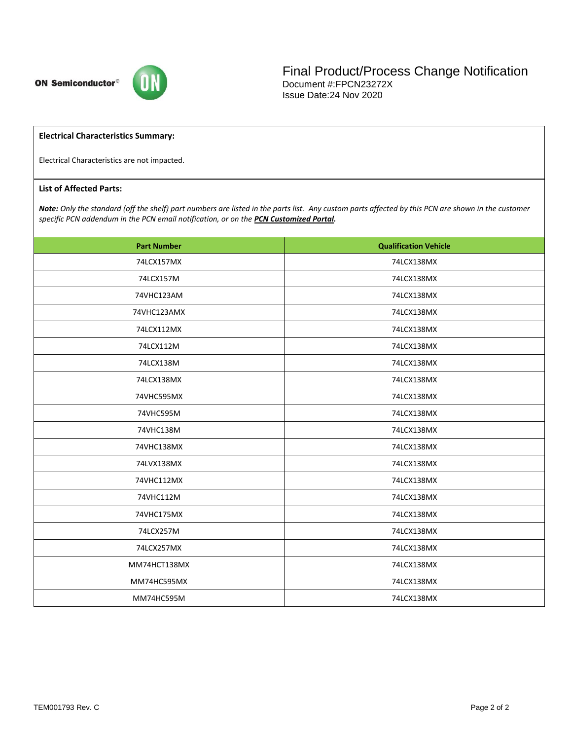ON Semiconductor®

# Final Product/Process Change Notification

Document #:FPCN23272X
Issue Date:24 Nov 2020

**Electrical Characteristics Summary:**

Electrical Characteristics are not impacted.

**List of Affected Parts:**

***Note:** Only the standard (off the shelf) part numbers are listed in the parts list. Any custom parts affected by this PCN are shown in the customer specific PCN addendum in the PCN email notification, or on the **PCN Customized Portal**.*

| Part Number | Qualification Vehicle |
|---|---|
| 74LCX157MX | 74LCX138MX |
| 74LCX157M | 74LCX138MX |
| 74VHC123AM | 74LCX138MX |
| 74VHC123AMX | 74LCX138MX |
| 74LCX112MX | 74LCX138MX |
| 74LCX112M | 74LCX138MX |
| 74LCX138M | 74LCX138MX |
| 74LCX138MX | 74LCX138MX |
| 74VHC595MX | 74LCX138MX |
| 74VHC595M | 74LCX138MX |
| 74VHC138M | 74LCX138MX |
| 74VHC138MX | 74LCX138MX |
| 74LVX138MX | 74LCX138MX |
| 74VHC112MX | 74LCX138MX |
| 74VHC112M | 74LCX138MX |
| 74VHC175MX | 74LCX138MX |
| 74LCX257M | 74LCX138MX |
| 74LCX257MX | 74LCX138MX |
| MM74HCT138MX | 74LCX138MX |
| MM74HC595MX | 74LCX138MX |
| MM74HC595M | 74LCX138MX |

TEM001793 Rev. C